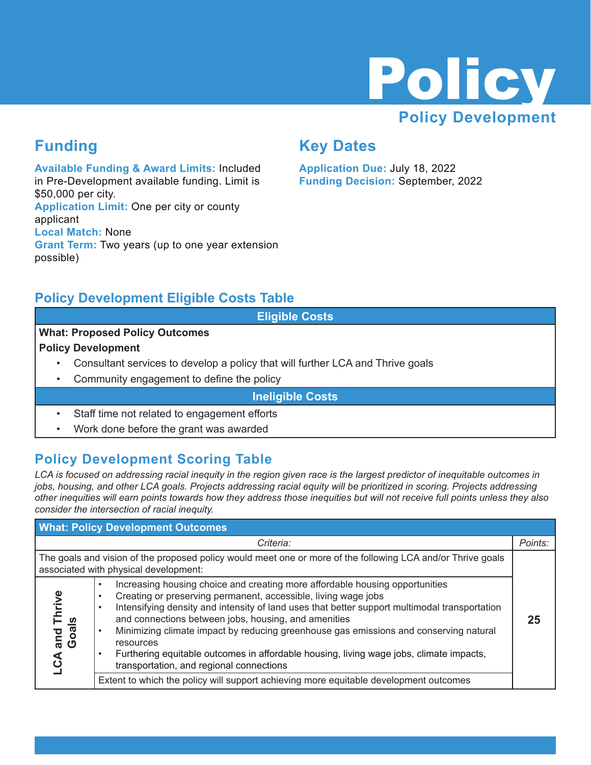# Policy

## Policy Development

## Funding

**Available Funding & Award Limits:** Included in Pre-Development available funding. Limit is $50,000 per city.
**Application Limit:** One per city or county applicant
**Local Match:** None
**Grant Term:** Two years (up to one year extension possible)

## Key Dates

**Application Due:** July 18, 2022
**Funding Decision:** September, 2022

## Policy Development Eligible Costs Table

| Eligible Costs |
| --- |
| **What: Proposed Policy Outcomes** |
| **Policy Development** |
| • Consultant services to develop a policy that will further LCA and Thrive goals |
| • Community engagement to define the policy |
| **Ineligible Costs** |
| • Staff time not related to engagement efforts |
| • Work done before the grant was awarded |

## Policy Development Scoring Table

*LCA is focused on addressing racial inequity in the region given race is the largest predictor of inequitable outcomes in jobs, housing, and other LCA goals. Projects addressing racial equity will be prioritized in scoring. Projects addressing other inequities will earn points towards how they address those inequities but will not receive full points unless they also consider the intersection of racial inequity.*

| What: Policy Development Outcomes | | |
| --- | --- | --- |
| | *Criteria:* | *Points:* |
| The goals and vision of the proposed policy would meet one or more of the following LCA and/or Thrive goals associated with physical development: | | 25 |
| **LCA and Thrive Goals** | • Increasing housing choice and creating more affordable housing opportunities<br>• Creating or preserving permanent, accessible, living wage jobs<br>• Intensifying density and intensity of land uses that better support multimodal transportation and connections between jobs, housing, and amenities<br>• Minimizing climate impact by reducing greenhouse gas emissions and conserving natural resources<br>• Furthering equitable outcomes in affordable housing, living wage jobs, climate impacts, transportation, and regional connections | |
| | Extent to which the policy will support achieving more equitable development outcomes | |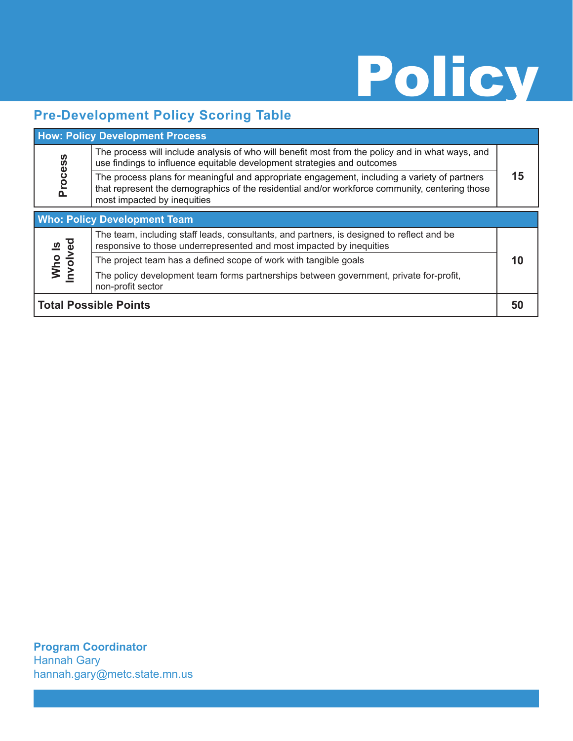# Policy

## Pre-Development Policy Scoring Table

| | | |
|---|---|---|
| **How: Policy Development Process** | | |
| **Process** | The process will include analysis of who will benefit most from the policy and in what ways, and use findings to influence equitable development strategies and outcomes | **15** |
| | The process plans for meaningful and appropriate engagement, including a variety of partners that represent the demographics of the residential and/or workforce community, centering those most impacted by inequities | |
| **Who: Policy Development Team** | | |
| **Who Is Involved** | The team, including staff leads, consultants, and partners, is designed to reflect and be responsive to those underrepresented and most impacted by inequities | **10** |
| | The project team has a defined scope of work with tangible goals | |
| | The policy development team forms partnerships between government, private for-profit, non-profit sector | |
| **Total Possible Points** | | **50** |

**Program Coordinator**
Hannah Gary
hannah.gary@metc.state.mn.us